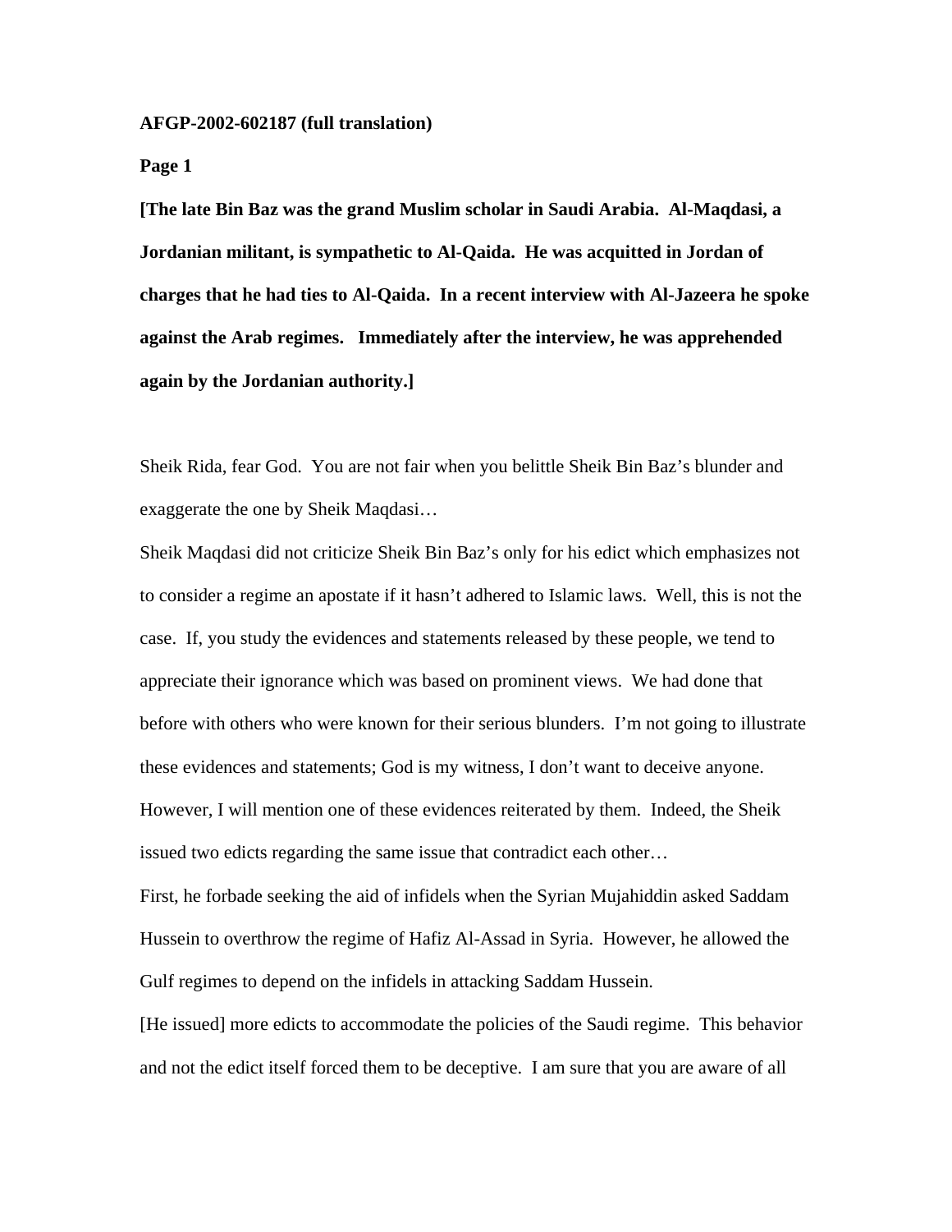**AFGP-2002-602187 (full translation)**

**Page 1**

**[The late Bin Baz was the grand Muslim scholar in Saudi Arabia. Al-Maqdasi, a Jordanian militant, is sympathetic to Al-Qaida. He was acquitted in Jordan of charges that he had ties to Al-Qaida. In a recent interview with Al-Jazeera he spoke against the Arab regimes. Immediately after the interview, he was apprehended again by the Jordanian authority.]**

Sheik Rida, fear God. You are not fair when you belittle Sheik Bin Baz's blunder and exaggerate the one by Sheik Maqdasi…

Sheik Maqdasi did not criticize Sheik Bin Baz's only for his edict which emphasizes not to consider a regime an apostate if it hasn't adhered to Islamic laws. Well, this is not the case. If, you study the evidences and statements released by these people, we tend to appreciate their ignorance which was based on prominent views. We had done that before with others who were known for their serious blunders. I'm not going to illustrate these evidences and statements; God is my witness, I don't want to deceive anyone. However, I will mention one of these evidences reiterated by them. Indeed, the Sheik issued two edicts regarding the same issue that contradict each other…

First, he forbade seeking the aid of infidels when the Syrian Mujahiddin asked Saddam Hussein to overthrow the regime of Hafiz Al-Assad in Syria. However, he allowed the Gulf regimes to depend on the infidels in attacking Saddam Hussein.

[He issued] more edicts to accommodate the policies of the Saudi regime. This behavior and not the edict itself forced them to be deceptive. I am sure that you are aware of all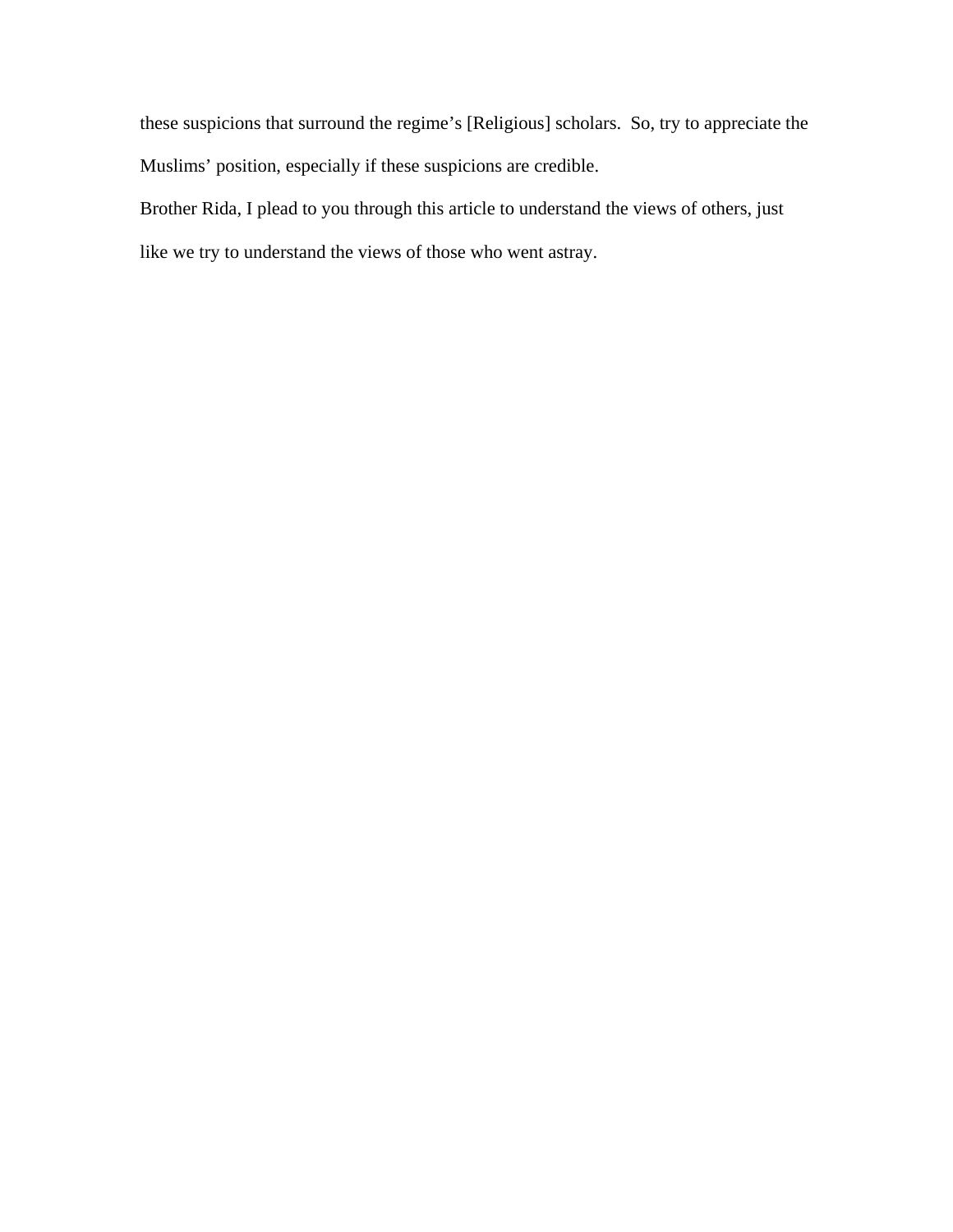these suspicions that surround the regime's [Religious] scholars.  So, try to appreciate the Muslims' position, especially if these suspicions are credible.

Brother Rida, I plead to you through this article to understand the views of others, just like we try to understand the views of those who went astray.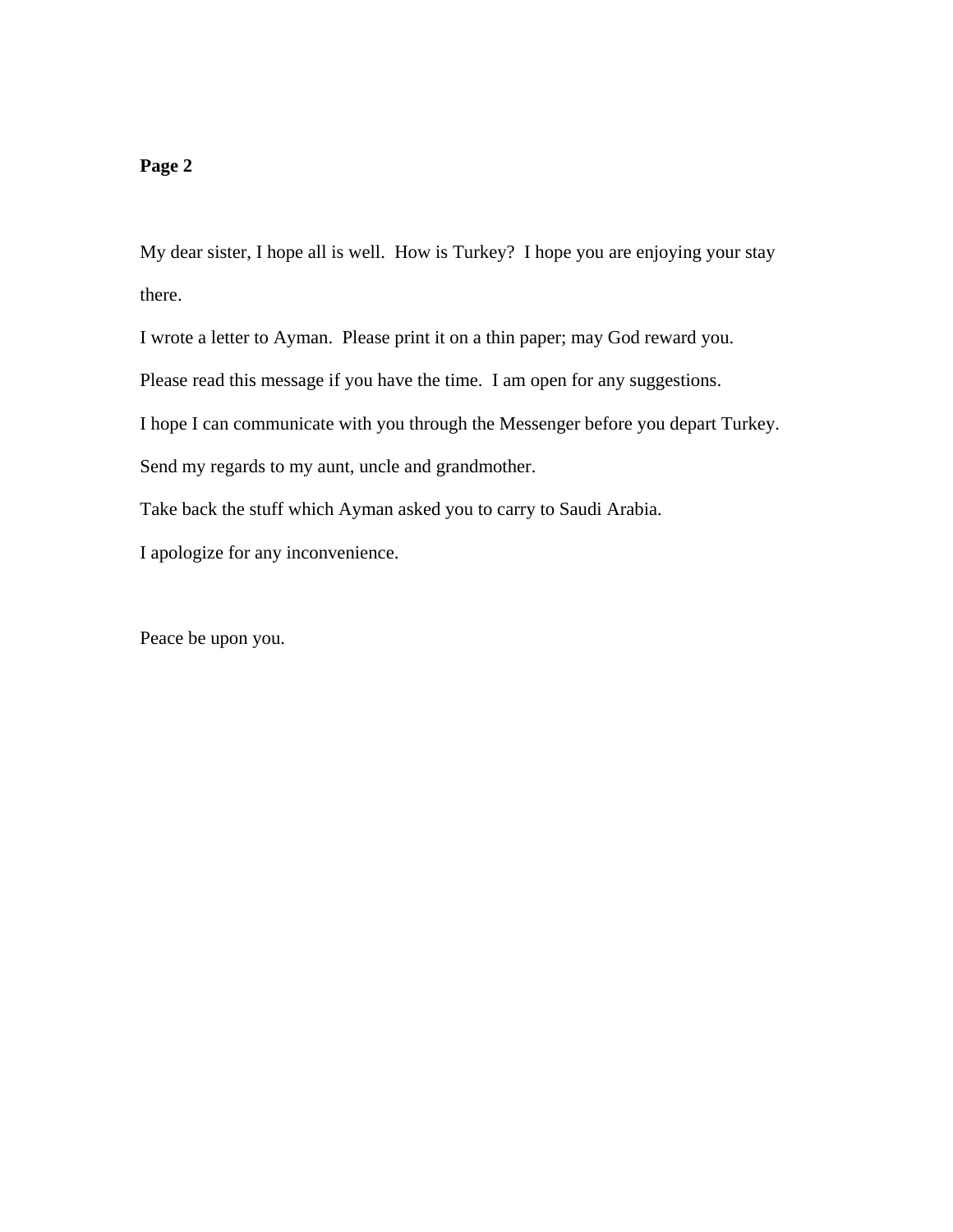**Page 2**

My dear sister, I hope all is well. How is Turkey? I hope you are enjoying your stay there.

I wrote a letter to Ayman. Please print it on a thin paper; may God reward you.

Please read this message if you have the time. I am open for any suggestions.

I hope I can communicate with you through the Messenger before you depart Turkey.

Send my regards to my aunt, uncle and grandmother.

Take back the stuff which Ayman asked you to carry to Saudi Arabia.

I apologize for any inconvenience.

Peace be upon you.